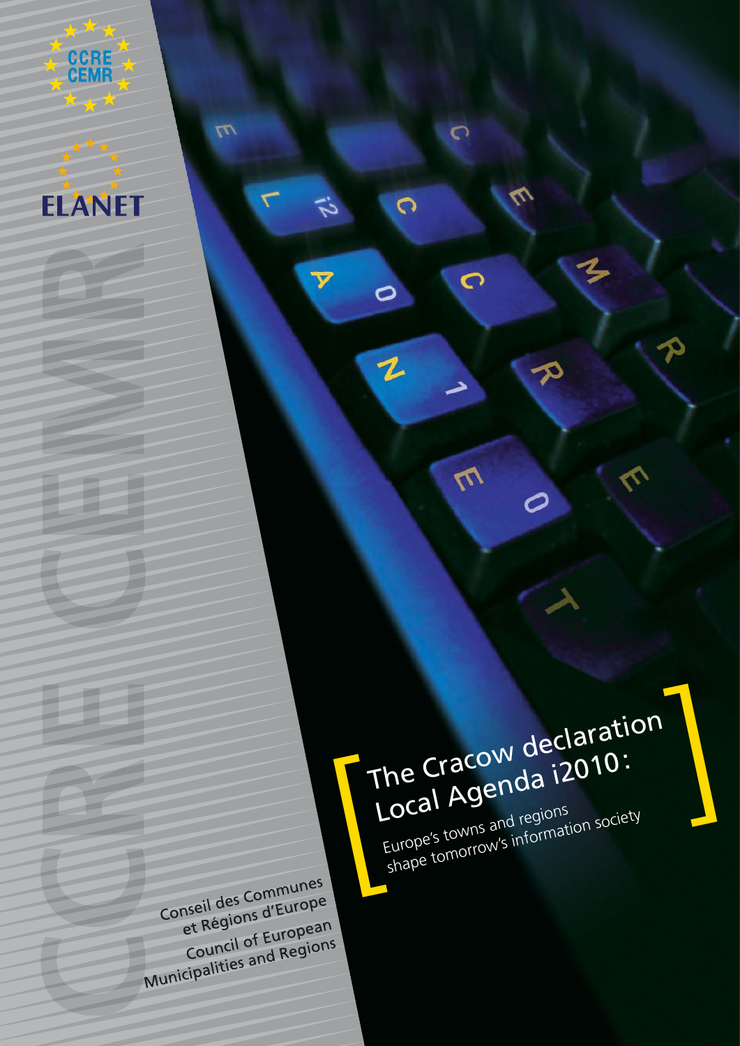CCRE
CEMR

ELANET

# The Cracow declaration Local Agenda i2010:

## Europe's towns and regions shape tomorrow's information society

Conseil des Communes et Régions d'Europe
Council of European Municipalities and Regions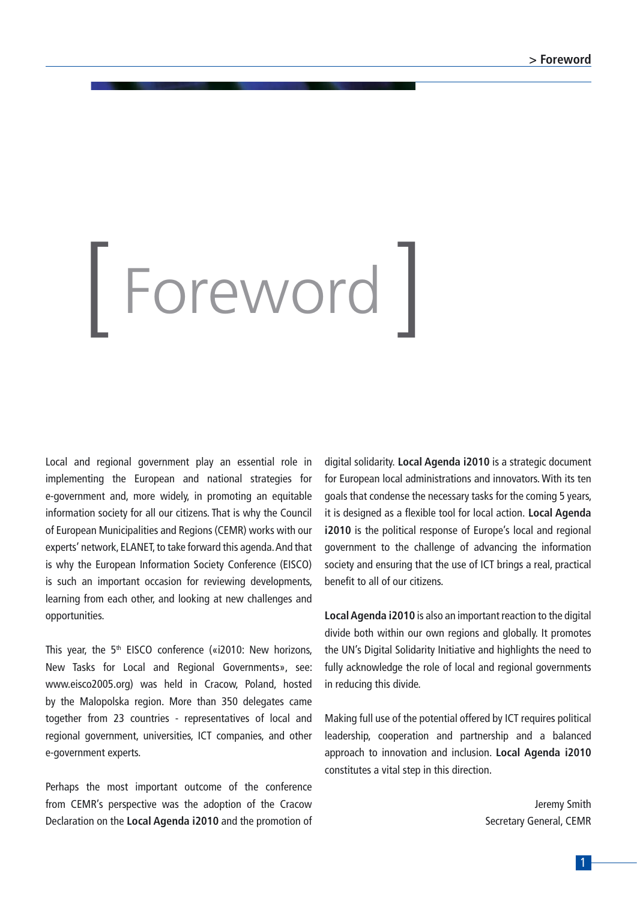# Foreword

Local and regional government play an essential role in implementing the European and national strategies for e-government and, more widely, in promoting an equitable information society for all our citizens. That is why the Council of European Municipalities and Regions (CEMR) works with our experts' network, ELANET, to take forward this agenda. And that is why the European Information Society Conference (EISCO) is such an important occasion for reviewing developments, learning from each other, and looking at new challenges and opportunities.

This year, the 5th EISCO conference («i2010: New horizons, New Tasks for Local and Regional Governments», see: www.eisco2005.org) was held in Cracow, Poland, hosted by the Malopolska region. More than 350 delegates came together from 23 countries - representatives of local and regional government, universities, ICT companies, and other e-government experts.

Perhaps the most important outcome of the conference from CEMR's perspective was the adoption of the Cracow Declaration on the **Local Agenda i2010** and the promotion of digital solidarity. **Local Agenda i2010** is a strategic document for European local administrations and innovators. With its ten goals that condense the necessary tasks for the coming 5 years, it is designed as a flexible tool for local action. **Local Agenda i2010** is the political response of Europe's local and regional government to the challenge of advancing the information society and ensuring that the use of ICT brings a real, practical benefit to all of our citizens.

**Local Agenda i2010** is also an important reaction to the digital divide both within our own regions and globally. It promotes the UN's Digital Solidarity Initiative and highlights the need to fully acknowledge the role of local and regional governments in reducing this divide.

Making full use of the potential offered by ICT requires political leadership, cooperation and partnership and a balanced approach to innovation and inclusion. **Local Agenda i2010** constitutes a vital step in this direction.

Jeremy Smith
Secretary General, CEMR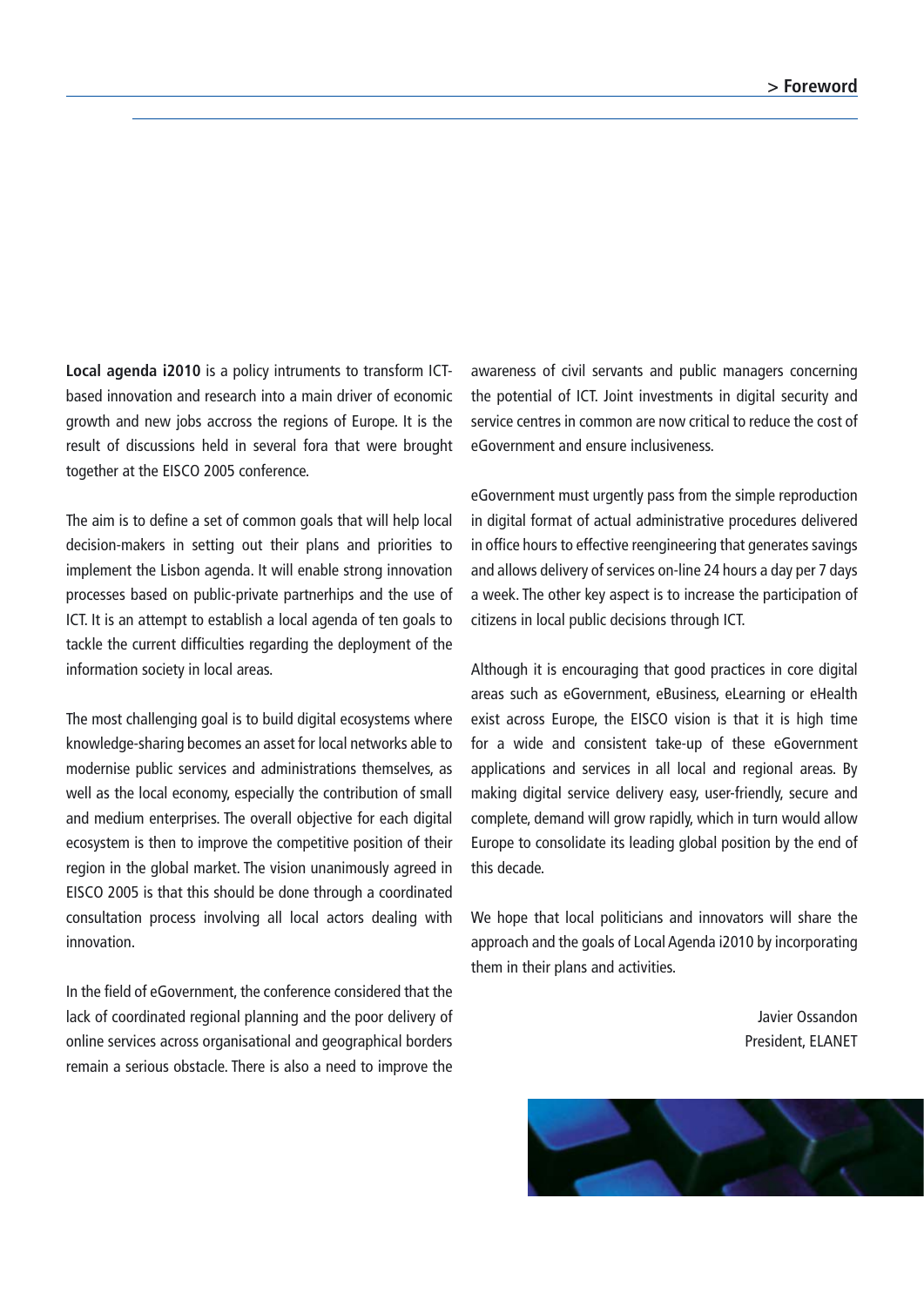# > Foreword

**Local agenda i2010** is a policy intruments to transform ICT-based innovation and research into a main driver of economic growth and new jobs accross the regions of Europe. It is the result of discussions held in several fora that were brought together at the EISCO 2005 conference.

The aim is to define a set of common goals that will help local decision-makers in setting out their plans and priorities to implement the Lisbon agenda. It will enable strong innovation processes based on public-private partnerhips and the use of ICT. It is an attempt to establish a local agenda of ten goals to tackle the current difficulties regarding the deployment of the information society in local areas.

The most challenging goal is to build digital ecosystems where knowledge-sharing becomes an asset for local networks able to modernise public services and administrations themselves, as well as the local economy, especially the contribution of small and medium enterprises. The overall objective for each digital ecosystem is then to improve the competitive position of their region in the global market. The vision unanimously agreed in EISCO 2005 is that this should be done through a coordinated consultation process involving all local actors dealing with innovation.

In the field of eGovernment, the conference considered that the lack of coordinated regional planning and the poor delivery of online services across organisational and geographical borders remain a serious obstacle. There is also a need to improve the awareness of civil servants and public managers concerning the potential of ICT. Joint investments in digital security and service centres in common are now critical to reduce the cost of eGovernment and ensure inclusiveness.

eGovernment must urgently pass from the simple reproduction in digital format of actual administrative procedures delivered in office hours to effective reengineering that generates savings and allows delivery of services on-line 24 hours a day per 7 days a week. The other key aspect is to increase the participation of citizens in local public decisions through ICT.

Although it is encouraging that good practices in core digital areas such as eGovernment, eBusiness, eLearning or eHealth exist across Europe, the EISCO vision is that it is high time for a wide and consistent take-up of these eGovernment applications and services in all local and regional areas. By making digital service delivery easy, user-friendly, secure and complete, demand will grow rapidly, which in turn would allow Europe to consolidate its leading global position by the end of this decade.

We hope that local politicians and innovators will share the approach and the goals of Local Agenda i2010 by incorporating them in their plans and activities.

Javier Ossandon
President, ELANET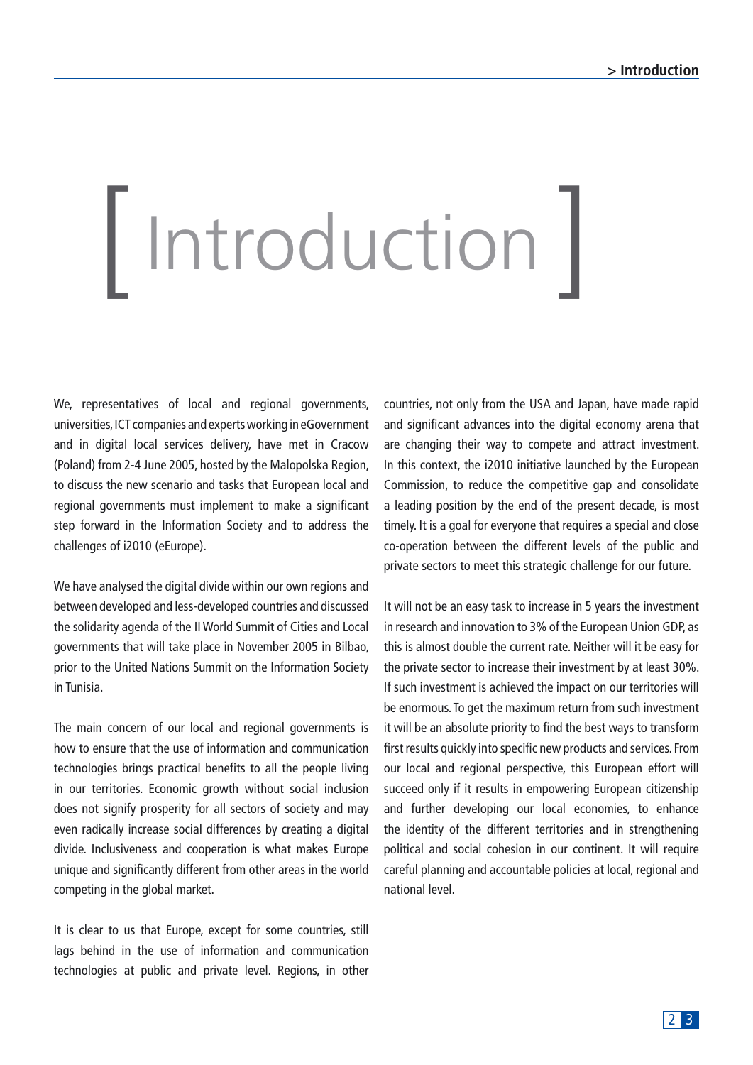# Introduction

We, representatives of local and regional governments, universities, ICT companies and experts working in eGovernment and in digital local services delivery, have met in Cracow (Poland) from 2-4 June 2005, hosted by the Malopolska Region, to discuss the new scenario and tasks that European local and regional governments must implement to make a significant step forward in the Information Society and to address the challenges of i2010 (eEurope).

We have analysed the digital divide within our own regions and between developed and less-developed countries and discussed the solidarity agenda of the II World Summit of Cities and Local governments that will take place in November 2005 in Bilbao, prior to the United Nations Summit on the Information Society in Tunisia.

The main concern of our local and regional governments is how to ensure that the use of information and communication technologies brings practical benefits to all the people living in our territories. Economic growth without social inclusion does not signify prosperity for all sectors of society and may even radically increase social differences by creating a digital divide. Inclusiveness and cooperation is what makes Europe unique and significantly different from other areas in the world competing in the global market.

It is clear to us that Europe, except for some countries, still lags behind in the use of information and communication technologies at public and private level. Regions, in other countries, not only from the USA and Japan, have made rapid and significant advances into the digital economy arena that are changing their way to compete and attract investment. In this context, the i2010 initiative launched by the European Commission, to reduce the competitive gap and consolidate a leading position by the end of the present decade, is most timely. It is a goal for everyone that requires a special and close co-operation between the different levels of the public and private sectors to meet this strategic challenge for our future.

It will not be an easy task to increase in 5 years the investment in research and innovation to 3% of the European Union GDP, as this is almost double the current rate. Neither will it be easy for the private sector to increase their investment by at least 30%. If such investment is achieved the impact on our territories will be enormous. To get the maximum return from such investment it will be an absolute priority to find the best ways to transform first results quickly into specific new products and services. From our local and regional perspective, this European effort will succeed only if it results in empowering European citizenship and further developing our local economies, to enhance the identity of the different territories and in strengthening political and social cohesion in our continent. It will require careful planning and accountable policies at local, regional and national level.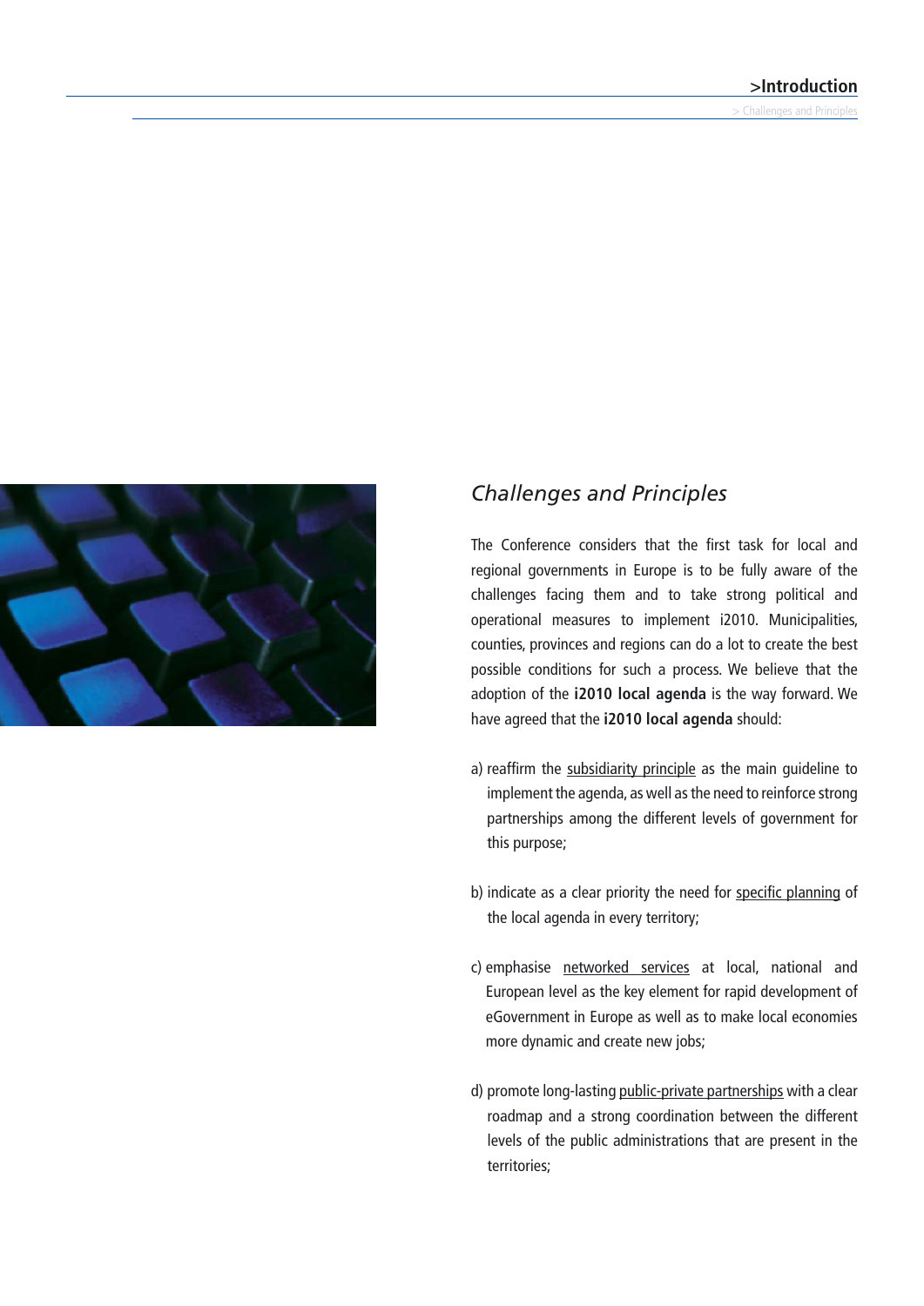## *Challenges and Principles*

The Conference considers that the first task for local and regional governments in Europe is to be fully aware of the challenges facing them and to take strong political and operational measures to implement i2010. Municipalities, counties, provinces and regions can do a lot to create the best possible conditions for such a process. We believe that the adoption of the **i2010 local agenda** is the way forward. We have agreed that the **i2010 local agenda** should:

a) reaffirm the <u>subsidiarity principle</u> as the main guideline to implement the agenda, as well as the need to reinforce strong partnerships among the different levels of government for this purpose;

b) indicate as a clear priority the need for <u>specific planning</u> of the local agenda in every territory;

c) emphasise <u>networked services</u> at local, national and European level as the key element for rapid development of eGovernment in Europe as well as to make local economies more dynamic and create new jobs;

d) promote long-lasting <u>public-private partnerships</u> with a clear roadmap and a strong coordination between the different levels of the public administrations that are present in the territories;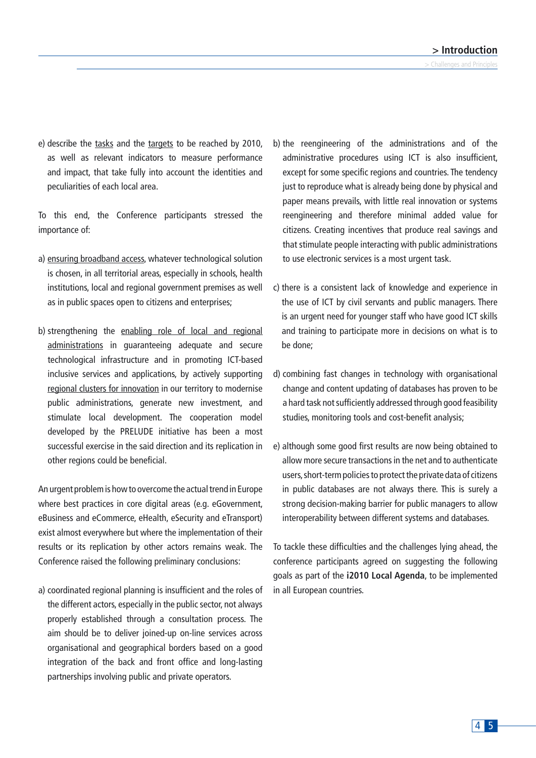e) describe the tasks and the targets to be reached by 2010, as well as relevant indicators to measure performance and impact, that take fully into account the identities and peculiarities of each local area.

To this end, the Conference participants stressed the importance of:

a) ensuring broadband access, whatever technological solution is chosen, in all territorial areas, especially in schools, health institutions, local and regional government premises as well as in public spaces open to citizens and enterprises;

b) strengthening the enabling role of local and regional administrations in guaranteeing adequate and secure technological infrastructure and in promoting ICT-based inclusive services and applications, by actively supporting regional clusters for innovation in our territory to modernise public administrations, generate new investment, and stimulate local development. The cooperation model developed by the PRELUDE initiative has been a most successful exercise in the said direction and its replication in other regions could be beneficial.

An urgent problem is how to overcome the actual trend in Europe where best practices in core digital areas (e.g. eGovernment, eBusiness and eCommerce, eHealth, eSecurity and eTransport) exist almost everywhere but where the implementation of their results or its replication by other actors remains weak. The Conference raised the following preliminary conclusions:

a) coordinated regional planning is insufficient and the roles of the different actors, especially in the public sector, not always properly established through a consultation process. The aim should be to deliver joined-up on-line services across organisational and geographical borders based on a good integration of the back and front office and long-lasting partnerships involving public and private operators.

b) the reengineering of the administrations and of the administrative procedures using ICT is also insufficient, except for some specific regions and countries. The tendency just to reproduce what is already being done by physical and paper means prevails, with little real innovation or systems reengineering and therefore minimal added value for citizens. Creating incentives that produce real savings and that stimulate people interacting with public administrations to use electronic services is a most urgent task.

c) there is a consistent lack of knowledge and experience in the use of ICT by civil servants and public managers. There is an urgent need for younger staff who have good ICT skills and training to participate more in decisions on what is to be done;

d) combining fast changes in technology with organisational change and content updating of databases has proven to be a hard task not sufficiently addressed through good feasibility studies, monitoring tools and cost-benefit analysis;

e) although some good first results are now being obtained to allow more secure transactions in the net and to authenticate users, short-term policies to protect the private data of citizens in public databases are not always there. This is surely a strong decision-making barrier for public managers to allow interoperability between different systems and databases.

To tackle these difficulties and the challenges lying ahead, the conference participants agreed on suggesting the following goals as part of the **i2010 Local Agenda**, to be implemented in all European countries.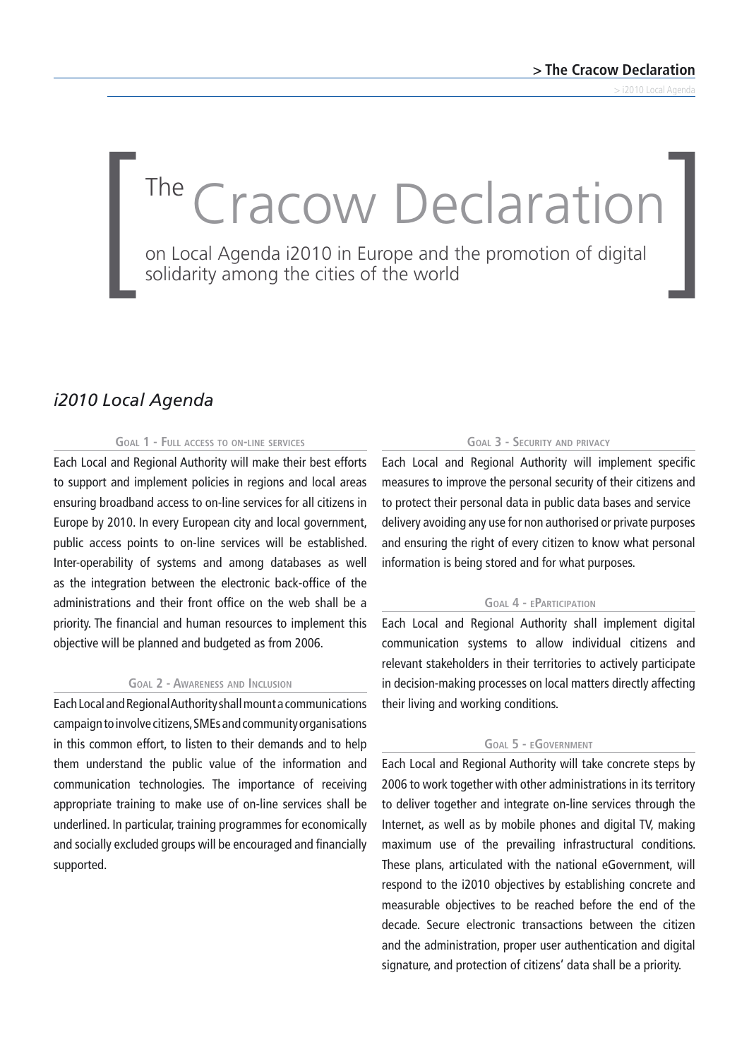# The Cracow Declaration

on Local Agenda i2010 in Europe and the promotion of digital solidarity among the cities of the world

## *i2010 Local Agenda*

### Goal 1 - Full access to on-line services

Each Local and Regional Authority will make their best efforts to support and implement policies in regions and local areas ensuring broadband access to on-line services for all citizens in Europe by 2010. In every European city and local government, public access points to on-line services will be established. Inter-operability of systems and among databases as well as the integration between the electronic back-office of the administrations and their front office on the web shall be a priority. The financial and human resources to implement this objective will be planned and budgeted as from 2006.

### Goal 2 - Awareness and Inclusion

Each Local and Regional Authority shall mount a communications campaign to involve citizens, SMEs and community organisations in this common effort, to listen to their demands and to help them understand the public value of the information and communication technologies. The importance of receiving appropriate training to make use of on-line services shall be underlined. In particular, training programmes for economically and socially excluded groups will be encouraged and financially supported.

### Goal 3 - Security and privacy

Each Local and Regional Authority will implement specific measures to improve the personal security of their citizens and to protect their personal data in public data bases and service delivery avoiding any use for non authorised or private purposes and ensuring the right of every citizen to know what personal information is being stored and for what purposes.

### Goal 4 - eParticipation

Each Local and Regional Authority shall implement digital communication systems to allow individual citizens and relevant stakeholders in their territories to actively participate in decision-making processes on local matters directly affecting their living and working conditions.

### Goal 5 - eGovernment

Each Local and Regional Authority will take concrete steps by 2006 to work together with other administrations in its territory to deliver together and integrate on-line services through the Internet, as well as by mobile phones and digital TV, making maximum use of the prevailing infrastructural conditions. These plans, articulated with the national eGovernment, will respond to the i2010 objectives by establishing concrete and measurable objectives to be reached before the end of the decade. Secure electronic transactions between the citizen and the administration, proper user authentication and digital signature, and protection of citizens' data shall be a priority.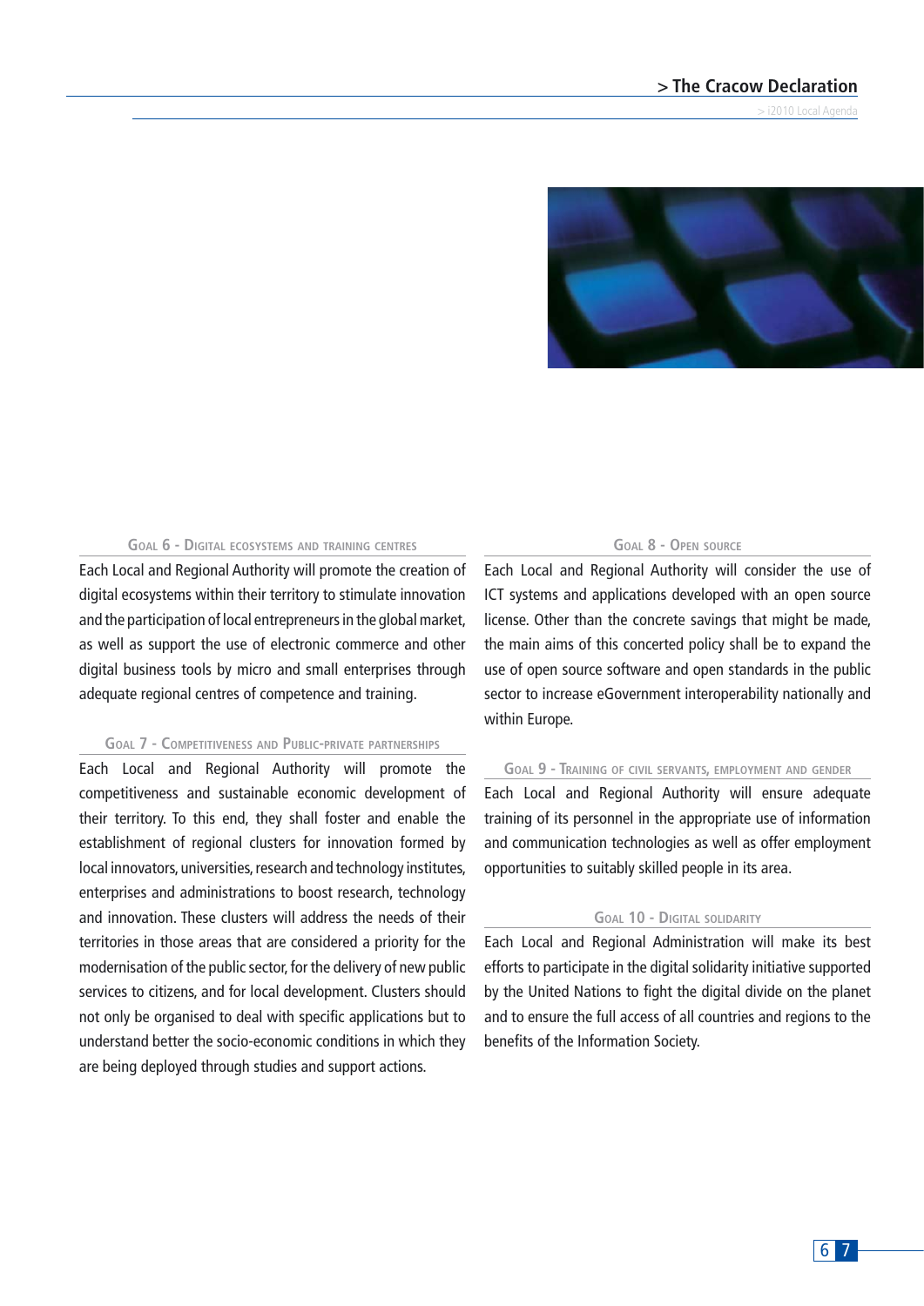### Goal 6 - Digital ecosystems and training centres

Each Local and Regional Authority will promote the creation of digital ecosystems within their territory to stimulate innovation and the participation of local entrepreneurs in the global market, as well as support the use of electronic commerce and other digital business tools by micro and small enterprises through adequate regional centres of competence and training.

### Goal 7 - Competitiveness and Public-private partnerships

Each Local and Regional Authority will promote the competitiveness and sustainable economic development of their territory. To this end, they shall foster and enable the establishment of regional clusters for innovation formed by local innovators, universities, research and technology institutes, enterprises and administrations to boost research, technology and innovation. These clusters will address the needs of their territories in those areas that are considered a priority for the modernisation of the public sector, for the delivery of new public services to citizens, and for local development. Clusters should not only be organised to deal with specific applications but to understand better the socio-economic conditions in which they are being deployed through studies and support actions.

### Goal 8 - Open source

Each Local and Regional Authority will consider the use of ICT systems and applications developed with an open source license. Other than the concrete savings that might be made, the main aims of this concerted policy shall be to expand the use of open source software and open standards in the public sector to increase eGovernment interoperability nationally and within Europe.

### Goal 9 - Training of civil servants, employment and gender

Each Local and Regional Authority will ensure adequate training of its personnel in the appropriate use of information and communication technologies as well as offer employment opportunities to suitably skilled people in its area.

### Goal 10 - Digital solidarity

Each Local and Regional Administration will make its best efforts to participate in the digital solidarity initiative supported by the United Nations to fight the digital divide on the planet and to ensure the full access of all countries and regions to the benefits of the Information Society.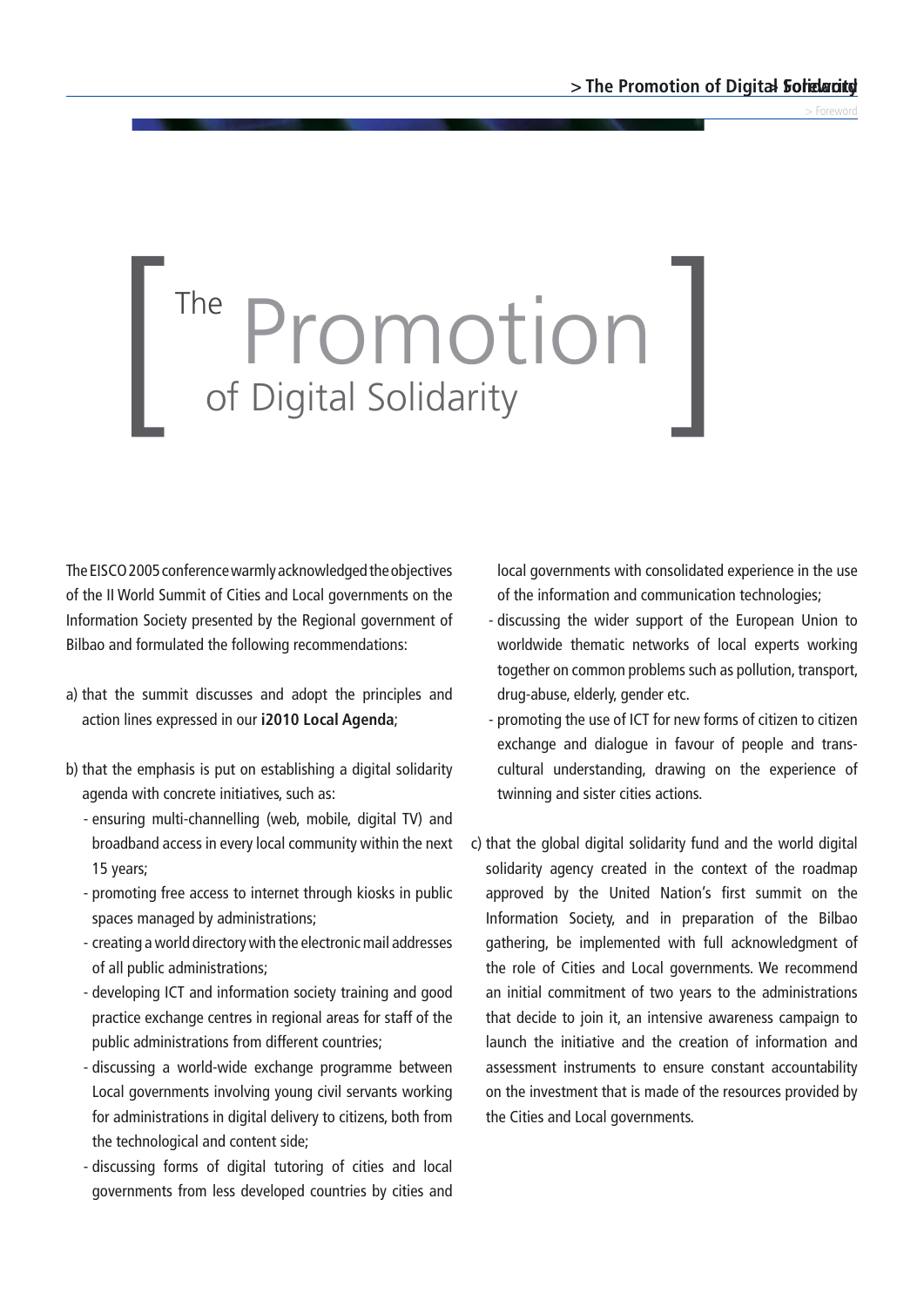# The Promotion of Digital Solidarity

The EISCO 2005 conference warmly acknowledged the objectives of the II World Summit of Cities and Local governments on the Information Society presented by the Regional government of Bilbao and formulated the following recommendations:

a) that the summit discusses and adopt the principles and action lines expressed in our **i2010 Local Agenda**;

b) that the emphasis is put on establishing a digital solidarity agenda with concrete initiatives, such as:
   - ensuring multi-channelling (web, mobile, digital TV) and broadband access in every local community within the next 15 years;
   - promoting free access to internet through kiosks in public spaces managed by administrations;
   - creating a world directory with the electronic mail addresses of all public administrations;
   - developing ICT and information society training and good practice exchange centres in regional areas for staff of the public administrations from different countries;
   - discussing a world-wide exchange programme between Local governments involving young civil servants working for administrations in digital delivery to citizens, both from the technological and content side;
   - discussing forms of digital tutoring of cities and local governments from less developed countries by cities and local governments with consolidated experience in the use of the information and communication technologies;
   - discussing the wider support of the European Union to worldwide thematic networks of local experts working together on common problems such as pollution, transport, drug-abuse, elderly, gender etc.
   - promoting the use of ICT for new forms of citizen to citizen exchange and dialogue in favour of people and trans-cultural understanding, drawing on the experience of twinning and sister cities actions.

c) that the global digital solidarity fund and the world digital solidarity agency created in the context of the roadmap approved by the United Nation's first summit on the Information Society, and in preparation of the Bilbao gathering, be implemented with full acknowledgment of the role of Cities and Local governments. We recommend an initial commitment of two years to the administrations that decide to join it, an intensive awareness campaign to launch the initiative and the creation of information and assessment instruments to ensure constant accountability on the investment that is made of the resources provided by the Cities and Local governments.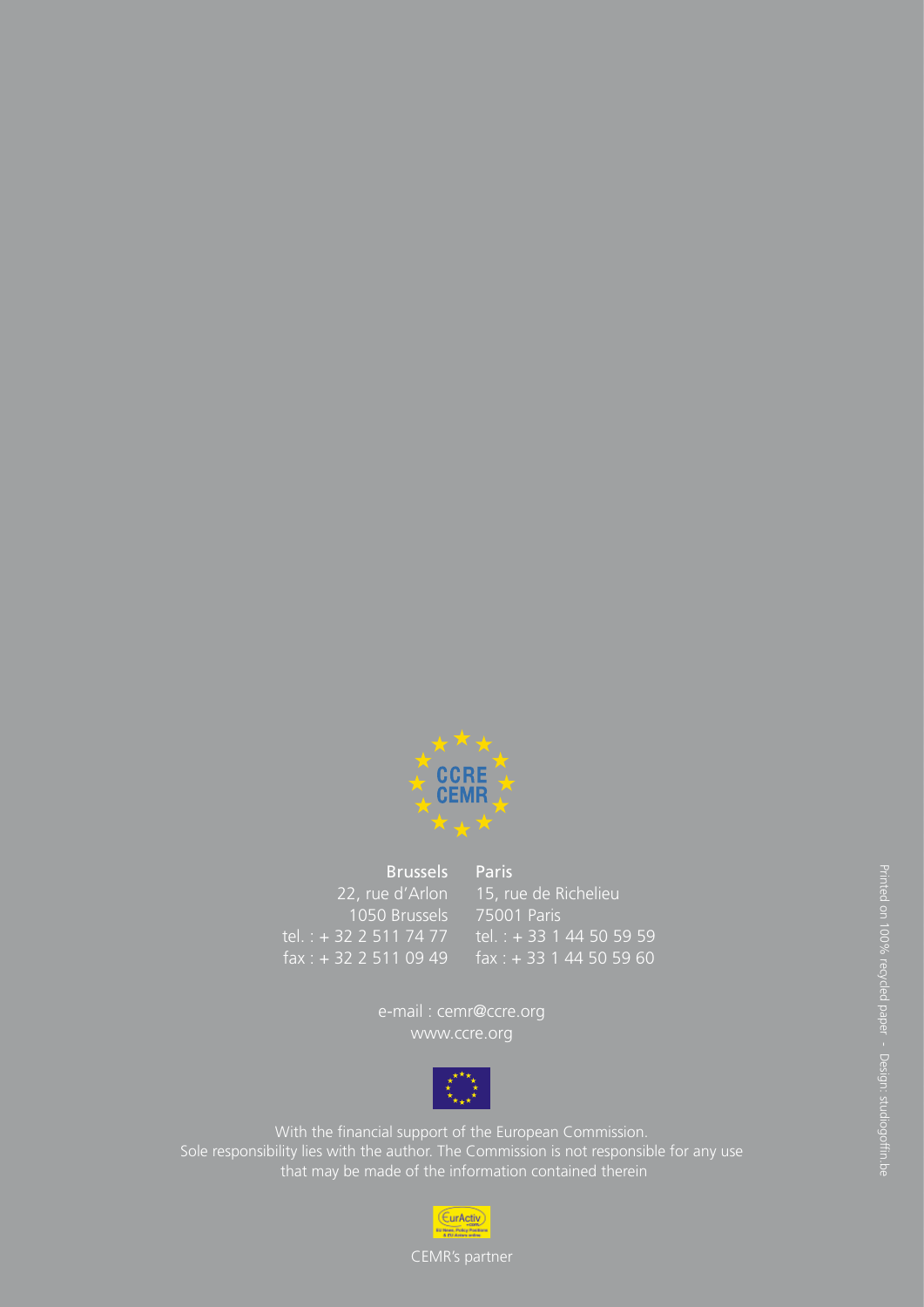CCRE
CEMR

**Brussels**
22, rue d'Arlon
1050 Brussels
tel. : + 32 2 511 74 77
fax : + 32 2 511 09 49

**Paris**
15, rue de Richelieu
75001 Paris
tel. : + 33 1 44 50 59 59
fax : + 33 1 44 50 59 60

e-mail : cemr@ccre.org
www.ccre.org

With the financial support of the European Commission.
Sole responsibility lies with the author. The Commission is not responsible for any use that may be made of the information contained therein

CEMR's partner

Printed on 100% recycled paper - Design: studiogoffin.be